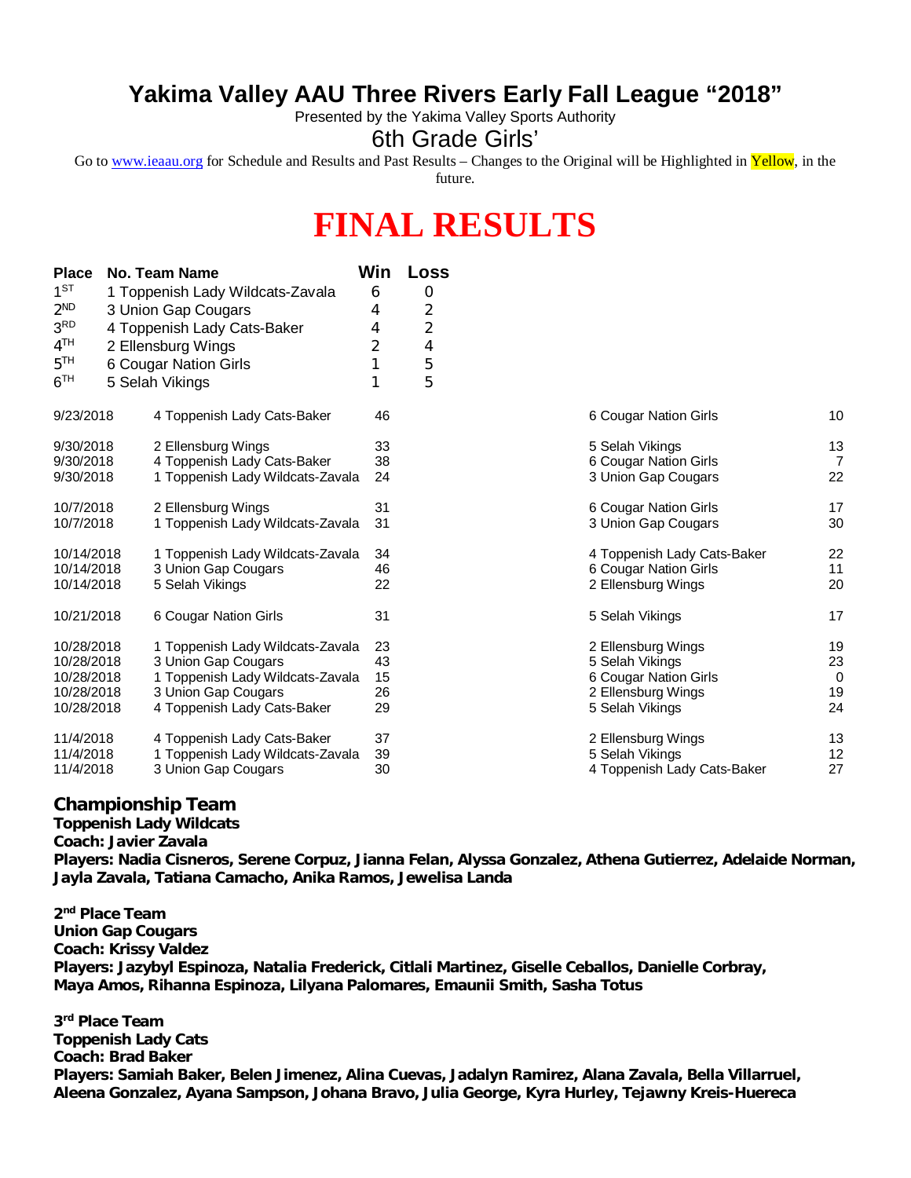# Yakima Valley AAU Three Rivers Early Fall League "2018"

Presented by the Yakima Valley Sports Authority

## 6th Grade Girls'

Go to www.ieaau.org for Schedule and Results and Past Results – Changes to the Original will be Highlighted in Yellow, in the future.

# FINAL RESULTS

| Place | No. Team Name | Win | Loss |
|---|---|---|---|
| 1ST | 1 Toppenish Lady Wildcats-Zavala | 6 | 0 |
| 2ND | 3 Union Gap Cougars | 4 | 2 |
| 3RD | 4 Toppenish Lady Cats-Baker | 4 | 2 |
| 4TH | 2 Ellensburg Wings | 2 | 4 |
| 5TH | 6 Cougar Nation Girls | 1 | 5 |
| 6TH | 5 Selah Vikings | 1 | 5 |

| Date | Team | Score | Team | Score |
|---|---|---|---|---|
| 9/23/2018 | 4 Toppenish Lady Cats-Baker | 46 | 6 Cougar Nation Girls | 10 |
| 9/30/2018 | 2 Ellensburg Wings | 33 | 5 Selah Vikings | 13 |
| 9/30/2018 | 4 Toppenish Lady Cats-Baker | 38 | 6 Cougar Nation Girls | 7 |
| 9/30/2018 | 1 Toppenish Lady Wildcats-Zavala | 24 | 3 Union Gap Cougars | 22 |
| 10/7/2018 | 2 Ellensburg Wings | 31 | 6 Cougar Nation Girls | 17 |
| 10/7/2018 | 1 Toppenish Lady Wildcats-Zavala | 31 | 3 Union Gap Cougars | 30 |
| 10/14/2018 | 1 Toppenish Lady Wildcats-Zavala | 34 | 4 Toppenish Lady Cats-Baker | 22 |
| 10/14/2018 | 3 Union Gap Cougars | 46 | 6 Cougar Nation Girls | 11 |
| 10/14/2018 | 5 Selah Vikings | 22 | 2 Ellensburg Wings | 20 |
| 10/21/2018 | 6 Cougar Nation Girls | 31 | 5 Selah Vikings | 17 |
| 10/28/2018 | 1 Toppenish Lady Wildcats-Zavala | 23 | 2 Ellensburg Wings | 19 |
| 10/28/2018 | 3 Union Gap Cougars | 43 | 5 Selah Vikings | 23 |
| 10/28/2018 | 1 Toppenish Lady Wildcats-Zavala | 15 | 6 Cougar Nation Girls | 0 |
| 10/28/2018 | 3 Union Gap Cougars | 26 | 2 Ellensburg Wings | 19 |
| 10/28/2018 | 4 Toppenish Lady Cats-Baker | 29 | 5 Selah Vikings | 24 |
| 11/4/2018 | 4 Toppenish Lady Cats-Baker | 37 | 2 Ellensburg Wings | 13 |
| 11/4/2018 | 1 Toppenish Lady Wildcats-Zavala | 39 | 5 Selah Vikings | 12 |
| 11/4/2018 | 3 Union Gap Cougars | 30 | 4 Toppenish Lady Cats-Baker | 27 |

### Championship Team
**Toppenish Lady Wildcats**
**Coach: Javier Zavala**
**Players: Nadia Cisneros, Serene Corpuz, Jianna Felan, Alyssa Gonzalez, Athena Gutierrez, Adelaide Norman, Jayla Zavala, Tatiana Camacho, Anika Ramos, Jewelisa Landa**

**2nd Place Team**
**Union Gap Cougars**
**Coach: Krissy Valdez**
**Players: Jazybyl Espinoza, Natalia Frederick, Citlali Martinez, Giselle Ceballos, Danielle Corbray, Maya Amos, Rihanna Espinoza, Lilyana Palomares, Emaunii Smith, Sasha Totus**

**3rd Place Team**
**Toppenish Lady Cats**
**Coach: Brad Baker**
**Players: Samiah Baker, Belen Jimenez, Alina Cuevas, Jadalyn Ramirez, Alana Zavala, Bella Villarruel, Aleena Gonzalez, Ayana Sampson, Johana Bravo, Julia George, Kyra Hurley, Tejawny Kreis-Huereca**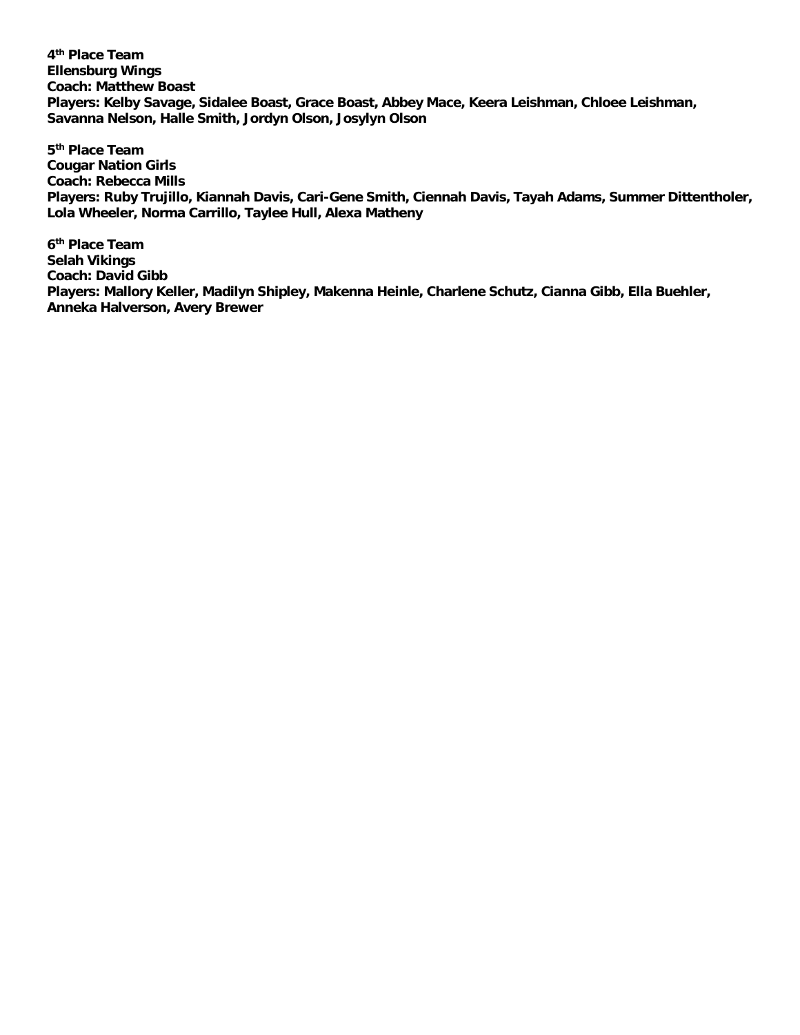**4th Place Team**
**Ellensburg Wings**
**Coach: Matthew Boast**
**Players: Kelby Savage, Sidalee Boast, Grace Boast, Abbey Mace, Keera Leishman, Chloee Leishman, Savanna Nelson, Halle Smith, Jordyn Olson, Josylyn Olson**

**5th Place Team**
**Cougar Nation Girls**
**Coach: Rebecca Mills**
**Players: Ruby Trujillo, Kiannah Davis, Cari-Gene Smith, Ciennah Davis, Tayah Adams, Summer Dittentholer, Lola Wheeler, Norma Carrillo, Taylee Hull, Alexa Matheny**

**6th Place Team**
**Selah Vikings**
**Coach: David Gibb**
**Players: Mallory Keller, Madilyn Shipley, Makenna Heinle, Charlene Schutz, Cianna Gibb, Ella Buehler, Anneka Halverson, Avery Brewer**